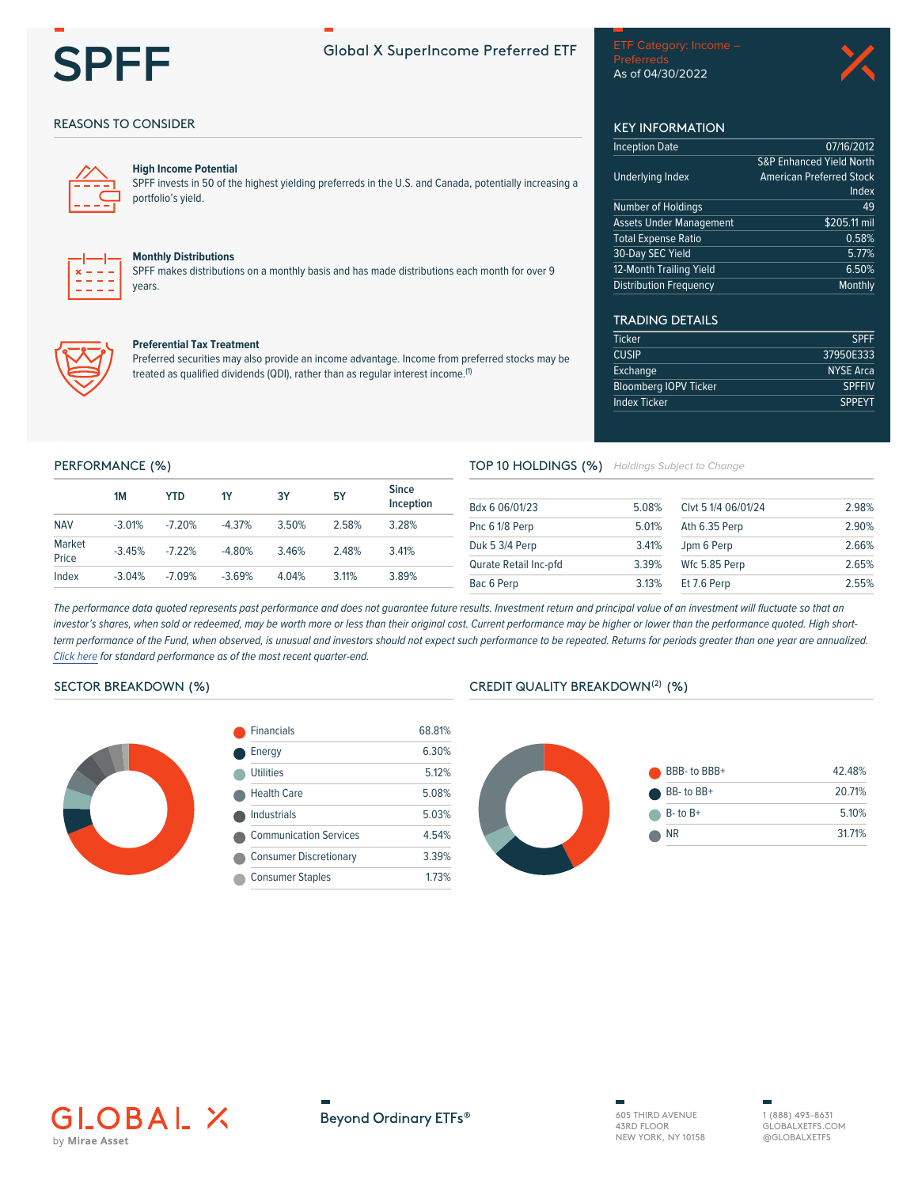# SPFF

Global X SuperIncome Preferred ETF

ETF Category: Income – Preferreds
As of 04/30/2022

## REASONS TO CONSIDER

**High Income Potential**
SPFF invests in 50 of the highest yielding preferreds in the U.S. and Canada, potentially increasing a portfolio's yield.

**Monthly Distributions**
SPFF makes distributions on a monthly basis and has made distributions each month for over 9 years.

**Preferential Tax Treatment**
Preferred securities may also provide an income advantage. Income from preferred stocks may be treated as qualified dividends (QDI), rather than as regular interest income.[1]

## KEY INFORMATION

| | |
|---|---|
| Inception Date | 07/16/2012 |
| Underlying Index | S&P Enhanced Yield North American Preferred Stock Index |
| Number of Holdings | 49 |
| Assets Under Management | $205.11 mil |
| Total Expense Ratio | 0.58% |
| 30-Day SEC Yield | 5.77% |
| 12-Month Trailing Yield | 6.50% |
| Distribution Frequency | Monthly |

## TRADING DETAILS

| | |
|---|---|
| Ticker | SPFF |
| CUSIP | 37950E333 |
| Exchange | NYSE Arca |
| Bloomberg IOPV Ticker | SPFFIV |
| Index Ticker | SPPEYT |

## PERFORMANCE (%)

| | 1M | YTD | 1Y | 3Y | 5Y | Since Inception |
|---|---|---|---|---|---|---|
| NAV | -3.01% | -7.20% | -4.37% | 3.50% | 2.58% | 3.28% |
| Market Price | -3.45% | -7.22% | -4.80% | 3.46% | 2.48% | 3.41% |
| Index | -3.04% | -7.09% | -3.69% | 4.04% | 3.11% | 3.89% |

## TOP 10 HOLDINGS (%) *Holdings Subject to Change*

| | | | |
|---|---|---|---|
| Bdx 6 06/01/23 | 5.08% | Clvt 5 1/4 06/01/24 | 2.98% |
| Pnc 6 1/8 Perp | 5.01% | Ath 6.35 Perp | 2.90% |
| Duk 5 3/4 Perp | 3.41% | Jpm 6 Perp | 2.66% |
| Qurate Retail Inc-pfd | 3.39% | Wfc 5.85 Perp | 2.65% |
| Bac 6 Perp | 3.13% | Et 7.6 Perp | 2.55% |

*The performance data quoted represents past performance and does not guarantee future results. Investment return and principal value of an investment will fluctuate so that an investor's shares, when sold or redeemed, may be worth more or less than their original cost. Current performance may be higher or lower than the performance quoted. High short-term performance of the Fund, when observed, is unusual and investors should not expect such performance to be repeated. Returns for periods greater than one year are annualized. Click here for standard performance as of the most recent quarter-end.*

## SECTOR BREAKDOWN (%)

| Sector | % |
|---|---|
| Financials | 68.81% |
| Energy | 6.30% |
| Utilities | 5.12% |
| Health Care | 5.08% |
| Industrials | 5.03% |
| Communication Services | 4.54% |
| Consumer Discretionary | 3.39% |
| Consumer Staples | 1.73% |

## CREDIT QUALITY BREAKDOWN[2] (%)

| Rating | % |
|---|---|
| BBB- to BBB+ | 42.48% |
| BB- to BB+ | 20.71% |
| B- to B+ | 5.10% |
| NR | 31.71% |

GLOBAL X by Mirae Asset

Beyond Ordinary ETFs®

605 THIRD AVENUE
43RD FLOOR
NEW YORK, NY 10158

1 (888) 493-8631
GLOBALXETFS.COM
@GLOBALXETFS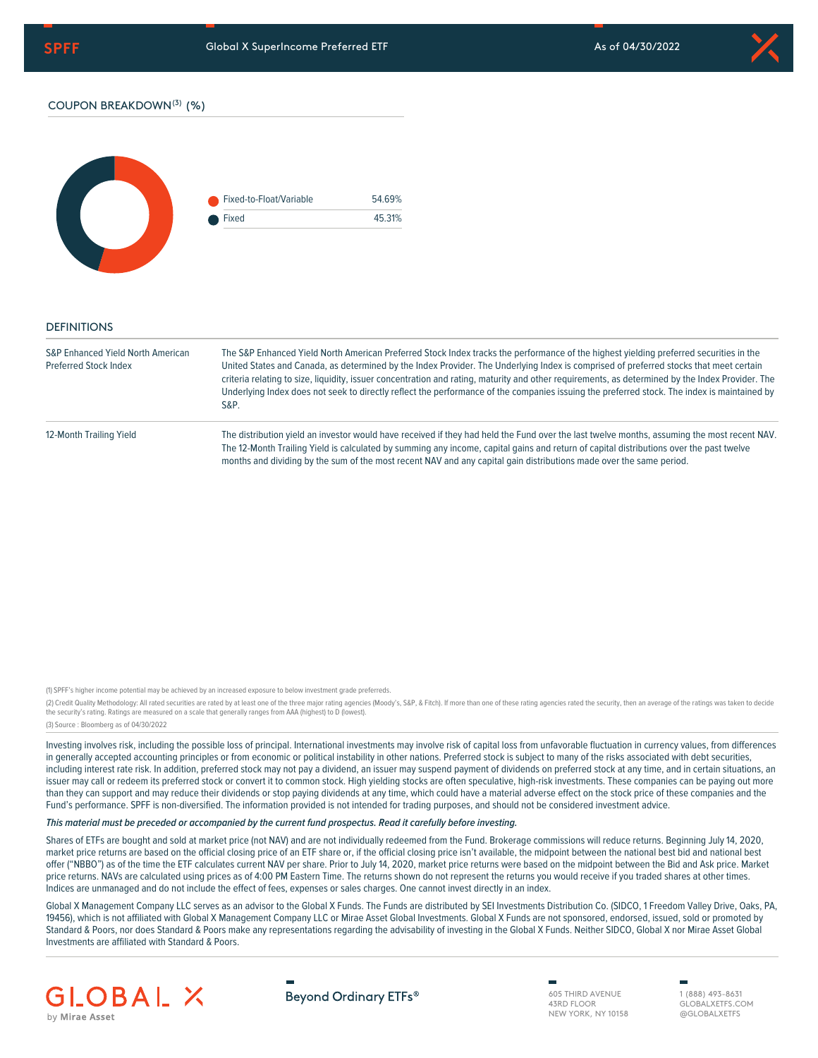## COUPON BREAKDOWN[3] (%)

Fixed-to-Float/Variable 54.69%
Fixed 45.31%

## DEFINITIONS

| | |
|---|---|
| S&P Enhanced Yield North American Preferred Stock Index | The S&P Enhanced Yield North American Preferred Stock Index tracks the performance of the highest yielding preferred securities in the United States and Canada, as determined by the Index Provider. The Underlying Index is comprised of preferred stocks that meet certain criteria relating to size, liquidity, issuer concentration and rating, maturity and other requirements, as determined by the Index Provider. The Underlying Index does not seek to directly reflect the performance of the companies issuing the preferred stock. The index is maintained by S&P. |
| 12-Month Trailing Yield | The distribution yield an investor would have received if they had held the Fund over the last twelve months, assuming the most recent NAV. The 12-Month Trailing Yield is calculated by summing any income, capital gains and return of capital distributions over the past twelve months and dividing by the sum of the most recent NAV and any capital gain distributions made over the same period. |

(1) SPFF's higher income potential may be achieved by an increased exposure to below investment grade preferreds.

(2) Credit Quality Methodology: All rated securities are rated by at least one of the three major rating agencies (Moody's, S&P, & Fitch). If more than one of these rating agencies rated the security, then an average of the ratings was taken to decide the security's rating. Ratings are measured on a scale that generally ranges from AAA (highest) to D (lowest).

(3) Source : Bloomberg as of 04/30/2022

Investing involves risk, including the possible loss of principal. International investments may involve risk of capital loss from unfavorable fluctuation in currency values, from differences in generally accepted accounting principles or from economic or political instability in other nations. Preferred stock is subject to many of the risks associated with debt securities, including interest rate risk. In addition, preferred stock may not pay a dividend, an issuer may suspend payment of dividends on preferred stock at any time, and in certain situations, an issuer may call or redeem its preferred stock or convert it to common stock. High yielding stocks are often speculative, high-risk investments. These companies can be paying out more than they can support and may reduce their dividends or stop paying dividends at any time, which could have a material adverse effect on the stock price of these companies and the Fund's performance. SPFF is non-diversified. The information provided is not intended for trading purposes, and should not be considered investment advice.

***This material must be preceded or accompanied by the current fund prospectus. Read it carefully before investing.***

Shares of ETFs are bought and sold at market price (not NAV) and are not individually redeemed from the Fund. Brokerage commissions will reduce returns. Beginning July 14, 2020, market price returns are based on the official closing price of an ETF share or, if the official closing price isn't available, the midpoint between the national best bid and national best offer ("NBBO") as of the time the ETF calculates current NAV per share. Prior to July 14, 2020, market price returns were based on the midpoint between the Bid and Ask price. Market price returns. NAVs are calculated using prices as of 4:00 PM Eastern Time. The returns shown do not represent the returns you would receive if you traded shares at other times. Indices are unmanaged and do not include the effect of fees, expenses or sales charges. One cannot invest directly in an index.

Global X Management Company LLC serves as an advisor to the Global X Funds. The Funds are distributed by SEI Investments Distribution Co. (SIDCO, 1 Freedom Valley Drive, Oaks, PA, 19456), which is not affiliated with Global X Management Company LLC or Mirae Asset Global Investments. Global X Funds are not sponsored, endorsed, issued, sold or promoted by Standard & Poors, nor does Standard & Poors make any representations regarding the advisability of investing in the Global X Funds. Neither SIDCO, Global X nor Mirae Asset Global Investments are affiliated with Standard & Poors.

GLOBAL X by Mirae Asset

Beyond Ordinary ETFs®

605 THIRD AVENUE
43RD FLOOR
NEW YORK, NY 10158

1 (888) 493-8631
GLOBALXETFS.COM
@GLOBALXETFS